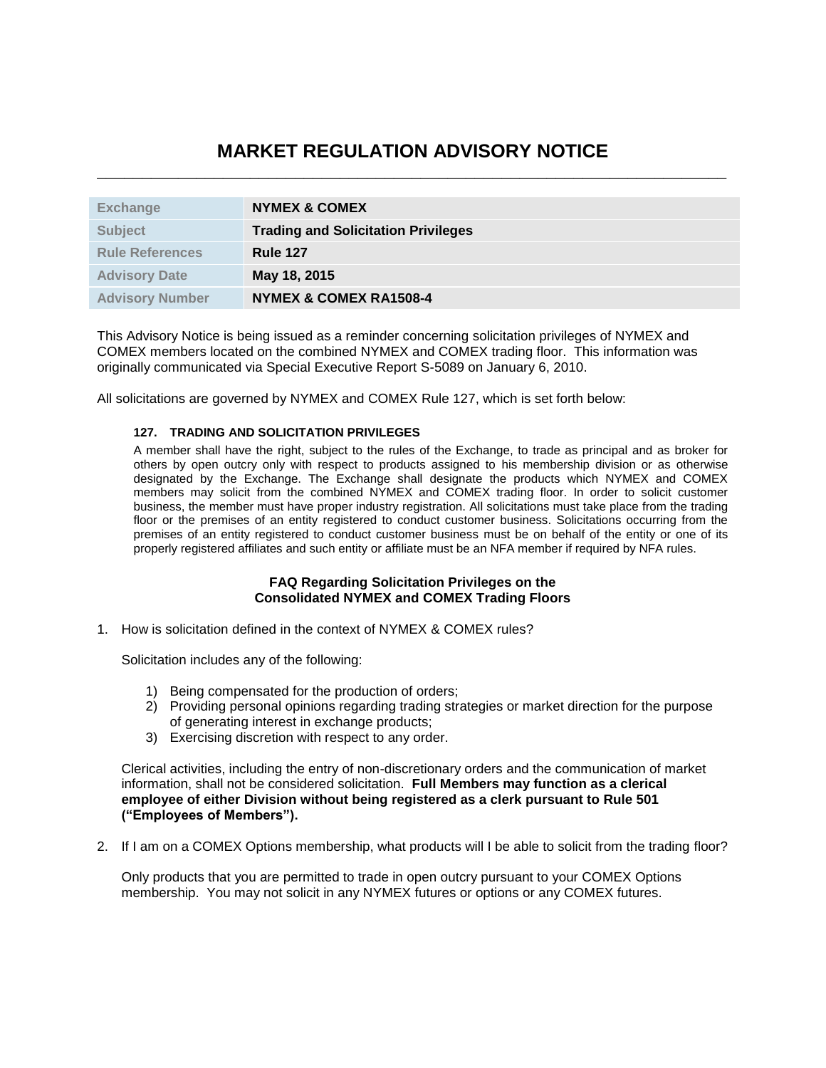# MARKET REGULATION ADVISORY NOTICE

| Exchange | NYMEX & COMEX |
| --- | --- |
| Subject | Trading and Solicitation Privileges |
| Rule References | Rule 127 |
| Advisory Date | May 18, 2015 |
| Advisory Number | NYMEX & COMEX RA1508-4 |

This Advisory Notice is being issued as a reminder concerning solicitation privileges of NYMEX and COMEX members located on the combined NYMEX and COMEX trading floor. This information was originally communicated via Special Executive Report S-5089 on January 6, 2010.

All solicitations are governed by NYMEX and COMEX Rule 127, which is set forth below:

**127. TRADING AND SOLICITATION PRIVILEGES**

A member shall have the right, subject to the rules of the Exchange, to trade as principal and as broker for others by open outcry only with respect to products assigned to his membership division or as otherwise designated by the Exchange. The Exchange shall designate the products which NYMEX and COMEX members may solicit from the combined NYMEX and COMEX trading floor. In order to solicit customer business, the member must have proper industry registration. All solicitations must take place from the trading floor or the premises of an entity registered to conduct customer business. Solicitations occurring from the premises of an entity registered to conduct customer business must be on behalf of the entity or one of its properly registered affiliates and such entity or affiliate must be an NFA member if required by NFA rules.

### FAQ Regarding Solicitation Privileges on the Consolidated NYMEX and COMEX Trading Floors

1. How is solicitation defined in the context of NYMEX & COMEX rules?

   Solicitation includes any of the following:

   1) Being compensated for the production of orders;
   2) Providing personal opinions regarding trading strategies or market direction for the purpose of generating interest in exchange products;
   3) Exercising discretion with respect to any order.

   Clerical activities, including the entry of non-discretionary orders and the communication of market information, shall not be considered solicitation. **Full Members may function as a clerical employee of either Division without being registered as a clerk pursuant to Rule 501 (“Employees of Members”).**

2. If I am on a COMEX Options membership, what products will I be able to solicit from the trading floor?

   Only products that you are permitted to trade in open outcry pursuant to your COMEX Options membership. You may not solicit in any NYMEX futures or options or any COMEX futures.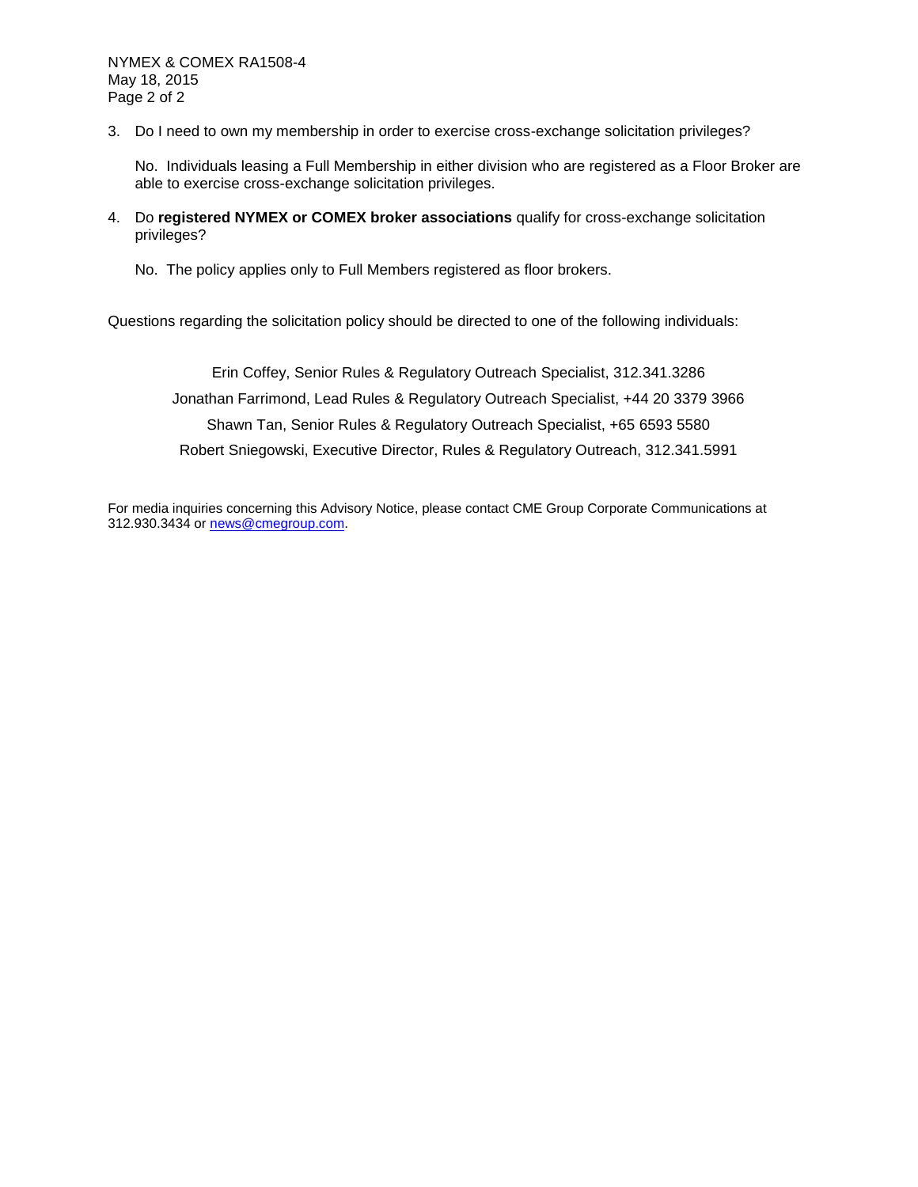3. Do I need to own my membership in order to exercise cross-exchange solicitation privileges?

   No. Individuals leasing a Full Membership in either division who are registered as a Floor Broker are able to exercise cross-exchange solicitation privileges.

4. Do **registered NYMEX or COMEX broker associations** qualify for cross-exchange solicitation privileges?

   No. The policy applies only to Full Members registered as floor brokers.

Questions regarding the solicitation policy should be directed to one of the following individuals:

Erin Coffey, Senior Rules & Regulatory Outreach Specialist, 312.341.3286

Jonathan Farrimond, Lead Rules & Regulatory Outreach Specialist, +44 20 3379 3966

Shawn Tan, Senior Rules & Regulatory Outreach Specialist, +65 6593 5580

Robert Sniegowski, Executive Director, Rules & Regulatory Outreach, 312.341.5991

For media inquiries concerning this Advisory Notice, please contact CME Group Corporate Communications at 312.930.3434 or news@cmegroup.com.